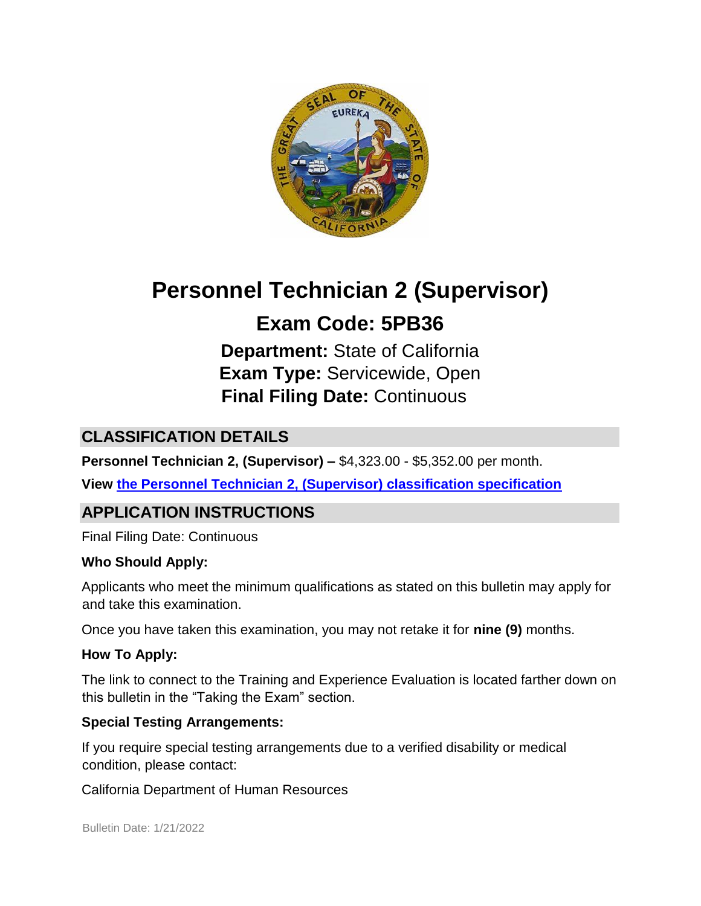# Personnel Technician 2 (Supervisor)

## Exam Code: 5PB36

**Department:** State of California
**Exam Type:** Servicewide, Open
**Final Filing Date:** Continuous

## CLASSIFICATION DETAILS

**Personnel Technician 2, (Supervisor) –** $4,323.00 - $5,352.00 per month.

**View [the Personnel Technician 2, (Supervisor) classification specification]()**

## APPLICATION INSTRUCTIONS

Final Filing Date: Continuous

**Who Should Apply:**

Applicants who meet the minimum qualifications as stated on this bulletin may apply for and take this examination.

Once you have taken this examination, you may not retake it for **nine (9)** months.

**How To Apply:**

The link to connect to the Training and Experience Evaluation is located farther down on this bulletin in the "Taking the Exam" section.

**Special Testing Arrangements:**

If you require special testing arrangements due to a verified disability or medical condition, please contact:

California Department of Human Resources

Bulletin Date: 1/21/2022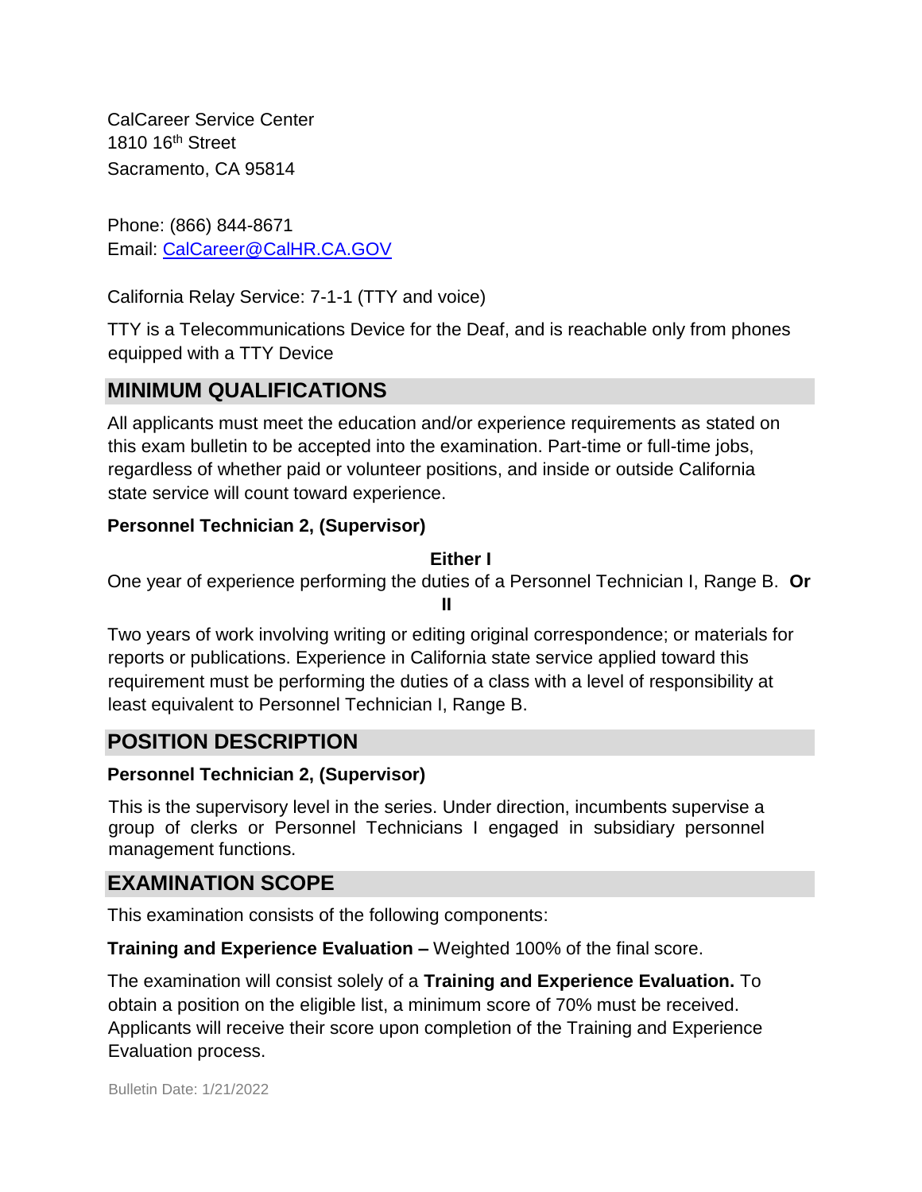CalCareer Service Center
1810 16th Street
Sacramento, CA 95814

Phone: (866) 844-8671
Email: CalCareer@CalHR.CA.GOV

California Relay Service: 7-1-1 (TTY and voice)

TTY is a Telecommunications Device for the Deaf, and is reachable only from phones equipped with a TTY Device

## MINIMUM QUALIFICATIONS

All applicants must meet the education and/or experience requirements as stated on this exam bulletin to be accepted into the examination. Part-time or full-time jobs, regardless of whether paid or volunteer positions, and inside or outside California state service will count toward experience.

**Personnel Technician 2, (Supervisor)**

**Either I**

One year of experience performing the duties of a Personnel Technician I, Range B. **Or**

**II**

Two years of work involving writing or editing original correspondence; or materials for reports or publications. Experience in California state service applied toward this requirement must be performing the duties of a class with a level of responsibility at least equivalent to Personnel Technician I, Range B.

## POSITION DESCRIPTION

**Personnel Technician 2, (Supervisor)**

This is the supervisory level in the series. Under direction, incumbents supervise a group of clerks or Personnel Technicians I engaged in subsidiary personnel management functions.

## EXAMINATION SCOPE

This examination consists of the following components:

**Training and Experience Evaluation –** Weighted 100% of the final score.

The examination will consist solely of a **Training and Experience Evaluation.** To obtain a position on the eligible list, a minimum score of 70% must be received. Applicants will receive their score upon completion of the Training and Experience Evaluation process.

Bulletin Date: 1/21/2022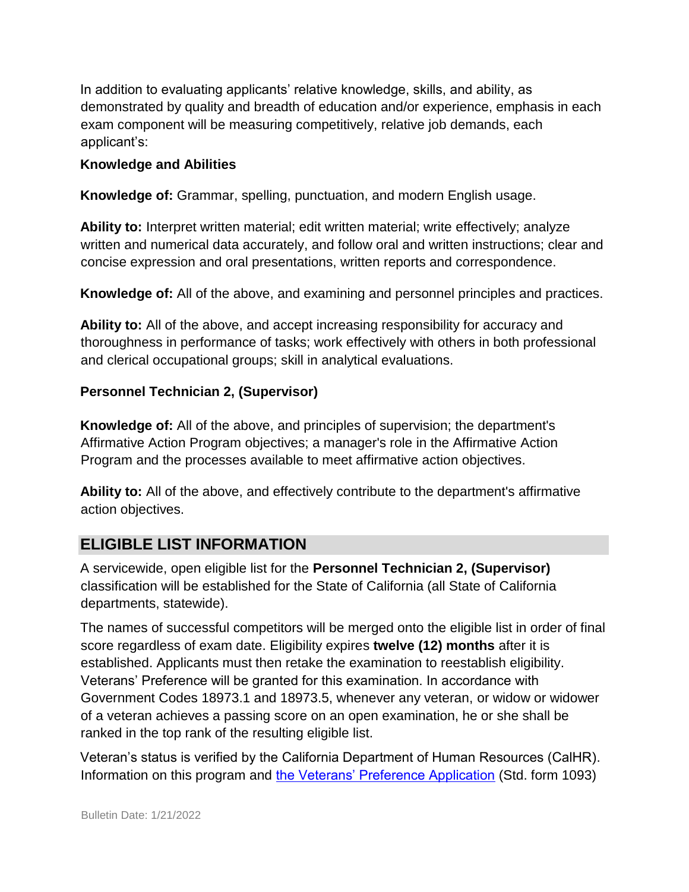In addition to evaluating applicants' relative knowledge, skills, and ability, as demonstrated by quality and breadth of education and/or experience, emphasis in each exam component will be measuring competitively, relative job demands, each applicant's:

**Knowledge and Abilities**

**Knowledge of:** Grammar, spelling, punctuation, and modern English usage.

**Ability to:** Interpret written material; edit written material; write effectively; analyze written and numerical data accurately, and follow oral and written instructions; clear and concise expression and oral presentations, written reports and correspondence.

**Knowledge of:** All of the above, and examining and personnel principles and practices.

**Ability to:** All of the above, and accept increasing responsibility for accuracy and thoroughness in performance of tasks; work effectively with others in both professional and clerical occupational groups; skill in analytical evaluations.

**Personnel Technician 2, (Supervisor)**

**Knowledge of:** All of the above, and principles of supervision; the department's Affirmative Action Program objectives; a manager's role in the Affirmative Action Program and the processes available to meet affirmative action objectives.

**Ability to:** All of the above, and effectively contribute to the department's affirmative action objectives.

## ELIGIBLE LIST INFORMATION

A servicewide, open eligible list for the **Personnel Technician 2, (Supervisor)** classification will be established for the State of California (all State of California departments, statewide).

The names of successful competitors will be merged onto the eligible list in order of final score regardless of exam date. Eligibility expires **twelve (12) months** after it is established. Applicants must then retake the examination to reestablish eligibility. Veterans' Preference will be granted for this examination. In accordance with Government Codes 18973.1 and 18973.5, whenever any veteran, or widow or widower of a veteran achieves a passing score on an open examination, he or she shall be ranked in the top rank of the resulting eligible list.

Veteran's status is verified by the California Department of Human Resources (CalHR). Information on this program and the Veterans' Preference Application (Std. form 1093)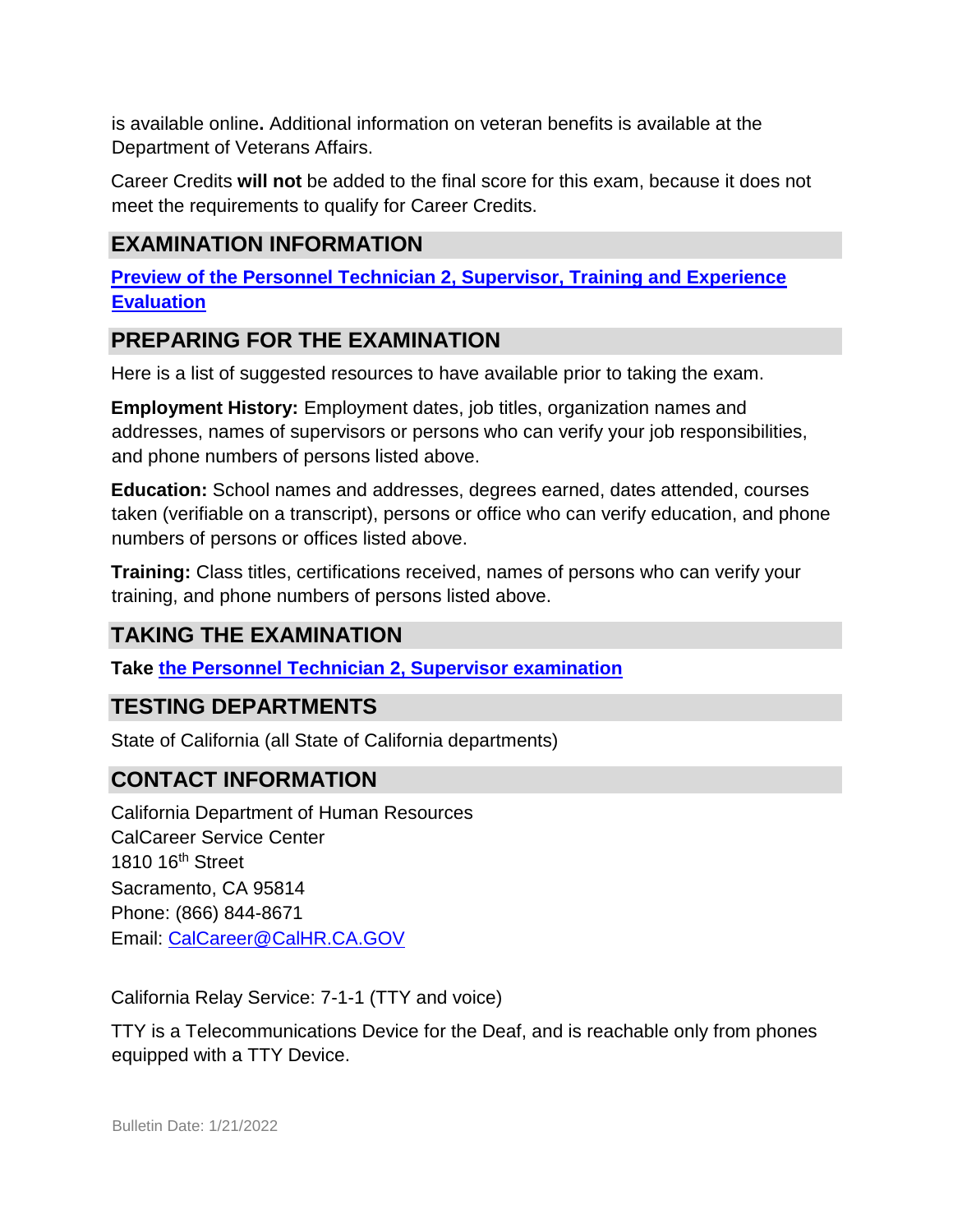is available online**.** Additional information on veteran benefits is available at the Department of Veterans Affairs.

Career Credits **will not** be added to the final score for this exam, because it does not meet the requirements to qualify for Career Credits.

## EXAMINATION INFORMATION

**Preview of the Personnel Technician 2, Supervisor, Training and Experience Evaluation**

## PREPARING FOR THE EXAMINATION

Here is a list of suggested resources to have available prior to taking the exam.

**Employment History:** Employment dates, job titles, organization names and addresses, names of supervisors or persons who can verify your job responsibilities, and phone numbers of persons listed above.

**Education:** School names and addresses, degrees earned, dates attended, courses taken (verifiable on a transcript), persons or office who can verify education, and phone numbers of persons or offices listed above.

**Training:** Class titles, certifications received, names of persons who can verify your training, and phone numbers of persons listed above.

## TAKING THE EXAMINATION

**Take the Personnel Technician 2, Supervisor examination**

## TESTING DEPARTMENTS

State of California (all State of California departments)

## CONTACT INFORMATION

California Department of Human Resources
CalCareer Service Center
1810 16th Street
Sacramento, CA 95814
Phone: (866) 844-8671
Email: CalCareer@CalHR.CA.GOV

California Relay Service: 7-1-1 (TTY and voice)

TTY is a Telecommunications Device for the Deaf, and is reachable only from phones equipped with a TTY Device.

Bulletin Date: 1/21/2022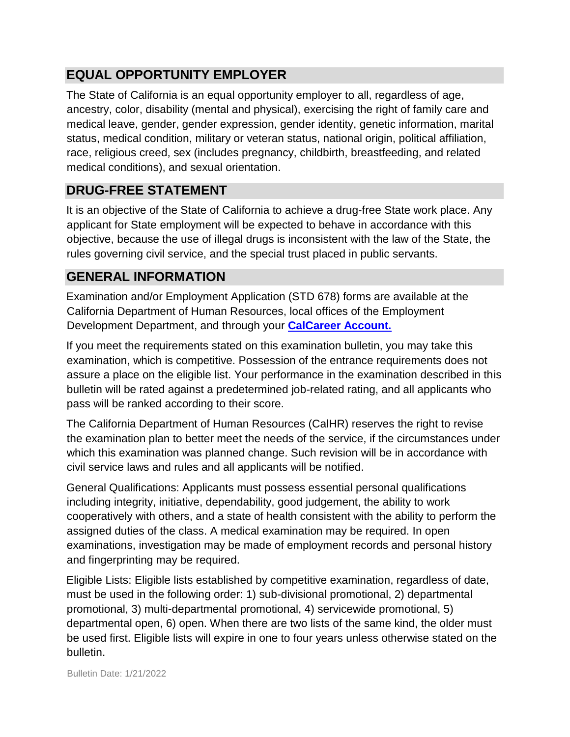## EQUAL OPPORTUNITY EMPLOYER

The State of California is an equal opportunity employer to all, regardless of age, ancestry, color, disability (mental and physical), exercising the right of family care and medical leave, gender, gender expression, gender identity, genetic information, marital status, medical condition, military or veteran status, national origin, political affiliation, race, religious creed, sex (includes pregnancy, childbirth, breastfeeding, and related medical conditions), and sexual orientation.

## DRUG-FREE STATEMENT

It is an objective of the State of California to achieve a drug-free State work place. Any applicant for State employment will be expected to behave in accordance with this objective, because the use of illegal drugs is inconsistent with the law of the State, the rules governing civil service, and the special trust placed in public servants.

## GENERAL INFORMATION

Examination and/or Employment Application (STD 678) forms are available at the California Department of Human Resources, local offices of the Employment Development Department, and through your **CalCareer Account.**

If you meet the requirements stated on this examination bulletin, you may take this examination, which is competitive. Possession of the entrance requirements does not assure a place on the eligible list. Your performance in the examination described in this bulletin will be rated against a predetermined job-related rating, and all applicants who pass will be ranked according to their score.

The California Department of Human Resources (CalHR) reserves the right to revise the examination plan to better meet the needs of the service, if the circumstances under which this examination was planned change. Such revision will be in accordance with civil service laws and rules and all applicants will be notified.

General Qualifications: Applicants must possess essential personal qualifications including integrity, initiative, dependability, good judgement, the ability to work cooperatively with others, and a state of health consistent with the ability to perform the assigned duties of the class. A medical examination may be required. In open examinations, investigation may be made of employment records and personal history and fingerprinting may be required.

Eligible Lists: Eligible lists established by competitive examination, regardless of date, must be used in the following order: 1) sub-divisional promotional, 2) departmental promotional, 3) multi-departmental promotional, 4) servicewide promotional, 5) departmental open, 6) open. When there are two lists of the same kind, the older must be used first. Eligible lists will expire in one to four years unless otherwise stated on the bulletin.

Bulletin Date: 1/21/2022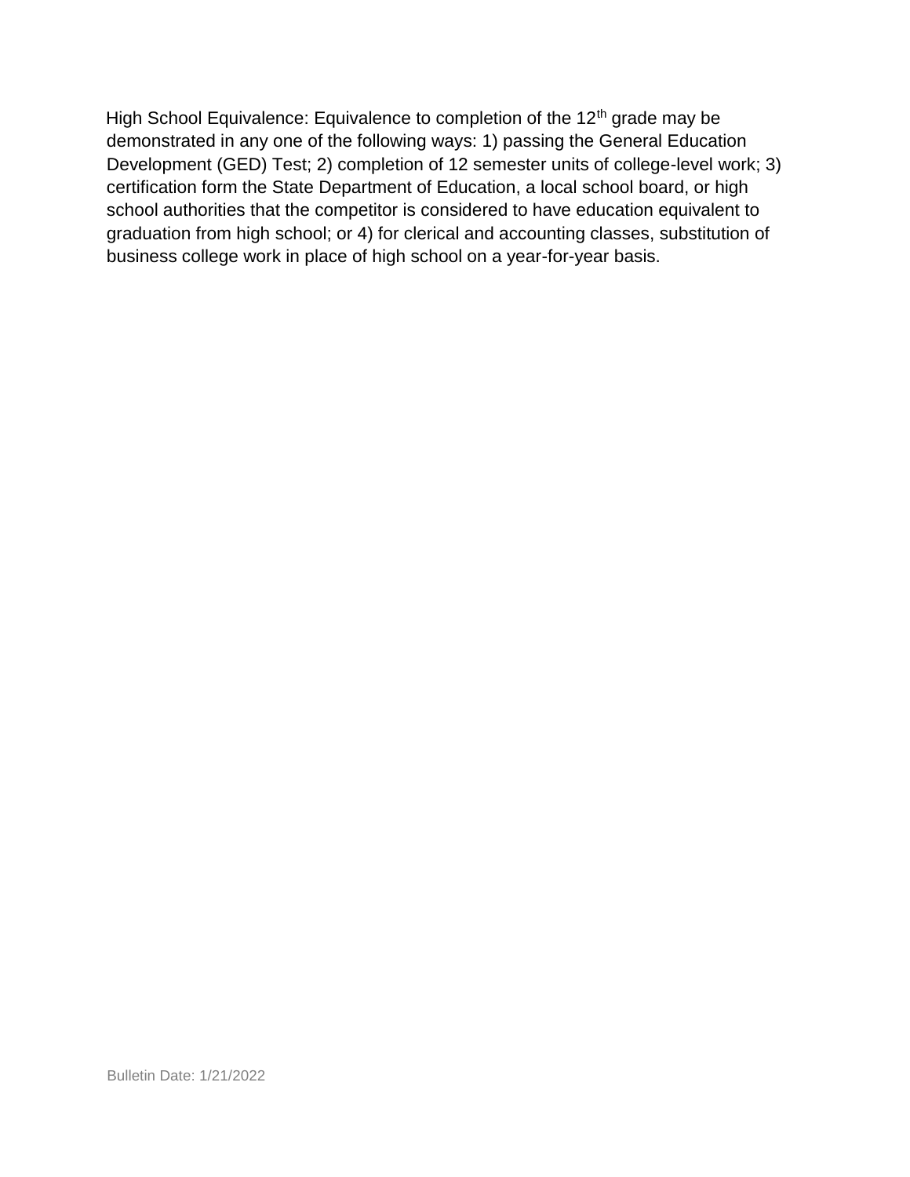High School Equivalence: Equivalence to completion of the 12th grade may be demonstrated in any one of the following ways: 1) passing the General Education Development (GED) Test; 2) completion of 12 semester units of college-level work; 3) certification form the State Department of Education, a local school board, or high school authorities that the competitor is considered to have education equivalent to graduation from high school; or 4) for clerical and accounting classes, substitution of business college work in place of high school on a year-for-year basis.